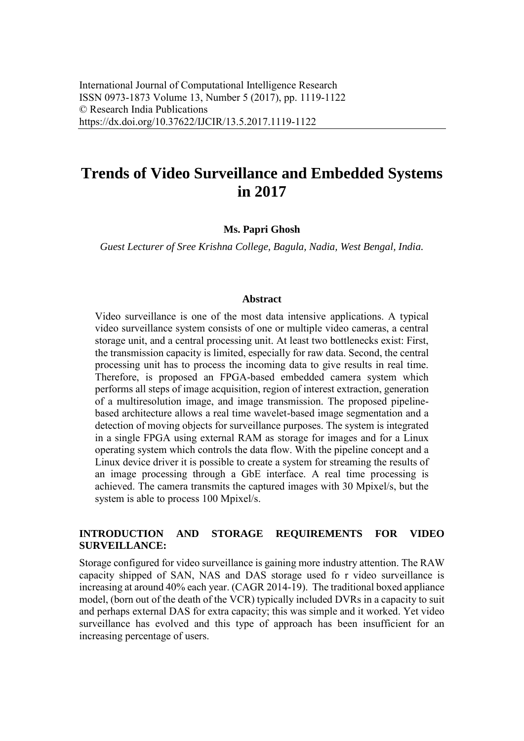International Journal of Computational Intelligence Research
ISSN 0973-1873 Volume 13, Number 5 (2017), pp. 1119-1122
© Research India Publications
https://dx.doi.org/10.37622/IJCIR/13.5.2017.1119-1122

# Trends of Video Surveillance and Embedded Systems in 2017

**Ms. Papri Ghosh**

*Guest Lecturer of Sree Krishna College, Bagula, Nadia, West Bengal, India.*

### Abstract

Video surveillance is one of the most data intensive applications. A typical video surveillance system consists of one or multiple video cameras, a central storage unit, and a central processing unit. At least two bottlenecks exist: First, the transmission capacity is limited, especially for raw data. Second, the central processing unit has to process the incoming data to give results in real time. Therefore, is proposed an FPGA-based embedded camera system which performs all steps of image acquisition, region of interest extraction, generation of a multiresolution image, and image transmission. The proposed pipeline-based architecture allows a real time wavelet-based image segmentation and a detection of moving objects for surveillance purposes. The system is integrated in a single FPGA using external RAM as storage for images and for a Linux operating system which controls the data flow. With the pipeline concept and a Linux device driver it is possible to create a system for streaming the results of an image processing through a GbE interface. A real time processing is achieved. The camera transmits the captured images with 30 Mpixel/s, but the system is able to process 100 Mpixel/s.

## INTRODUCTION AND STORAGE REQUIREMENTS FOR VIDEO SURVEILLANCE:

Storage configured for video surveillance is gaining more industry attention. The RAW capacity shipped of SAN, NAS and DAS storage used fo r video surveillance is increasing at around 40% each year. (CAGR 2014-19). The traditional boxed appliance model, (born out of the death of the VCR) typically included DVRs in a capacity to suit and perhaps external DAS for extra capacity; this was simple and it worked. Yet video surveillance has evolved and this type of approach has been insufficient for an increasing percentage of users.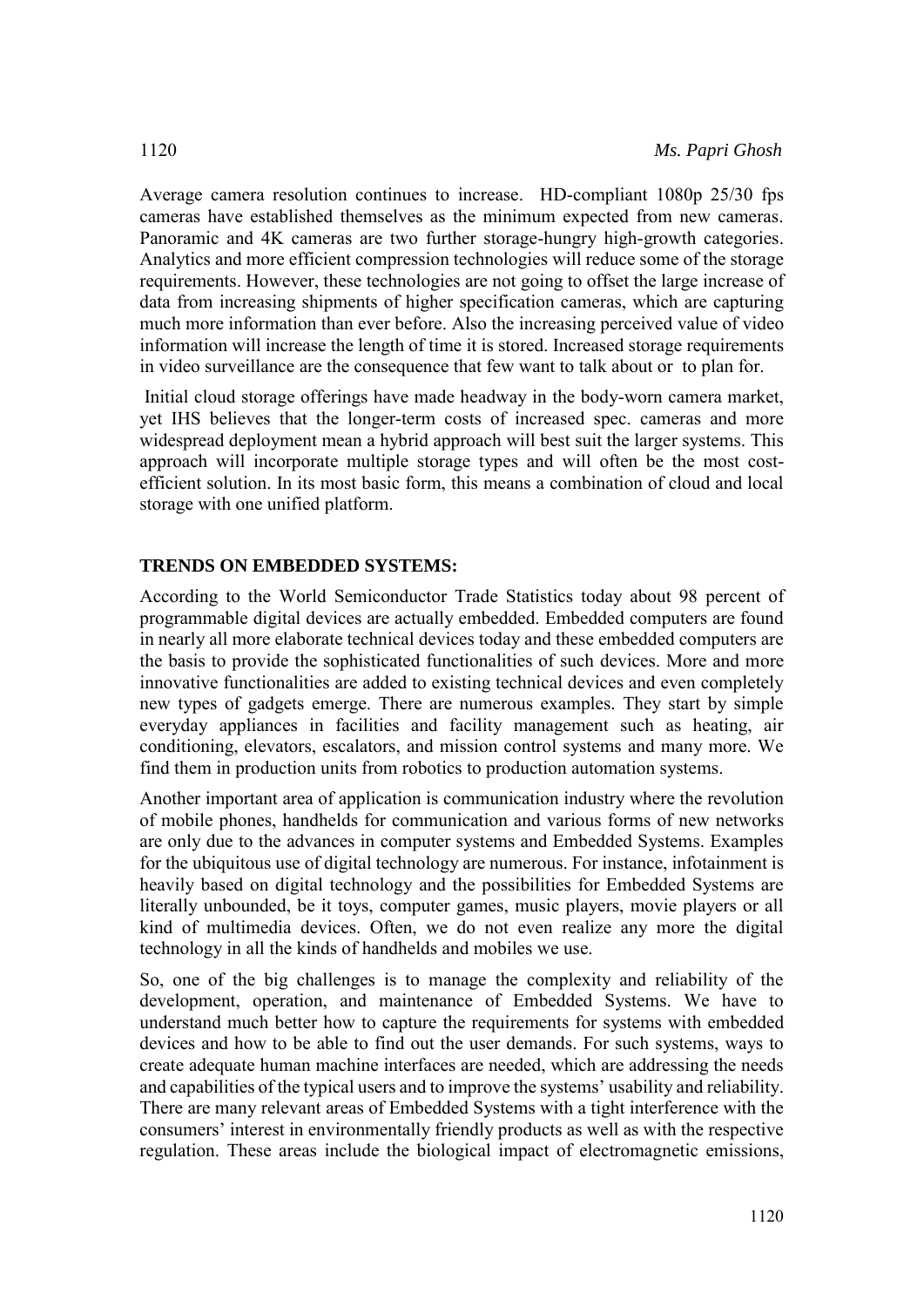Average camera resolution continues to increase. HD-compliant 1080p 25/30 fps cameras have established themselves as the minimum expected from new cameras. Panoramic and 4K cameras are two further storage-hungry high-growth categories. Analytics and more efficient compression technologies will reduce some of the storage requirements. However, these technologies are not going to offset the large increase of data from increasing shipments of higher specification cameras, which are capturing much more information than ever before. Also the increasing perceived value of video information will increase the length of time it is stored. Increased storage requirements in video surveillance are the consequence that few want to talk about or to plan for.

Initial cloud storage offerings have made headway in the body-worn camera market, yet IHS believes that the longer-term costs of increased spec. cameras and more widespread deployment mean a hybrid approach will best suit the larger systems. This approach will incorporate multiple storage types and will often be the most cost-efficient solution. In its most basic form, this means a combination of cloud and local storage with one unified platform.

## TRENDS ON EMBEDDED SYSTEMS:

According to the World Semiconductor Trade Statistics today about 98 percent of programmable digital devices are actually embedded. Embedded computers are found in nearly all more elaborate technical devices today and these embedded computers are the basis to provide the sophisticated functionalities of such devices. More and more innovative functionalities are added to existing technical devices and even completely new types of gadgets emerge. There are numerous examples. They start by simple everyday appliances in facilities and facility management such as heating, air conditioning, elevators, escalators, and mission control systems and many more. We find them in production units from robotics to production automation systems.

Another important area of application is communication industry where the revolution of mobile phones, handhelds for communication and various forms of new networks are only due to the advances in computer systems and Embedded Systems. Examples for the ubiquitous use of digital technology are numerous. For instance, infotainment is heavily based on digital technology and the possibilities for Embedded Systems are literally unbounded, be it toys, computer games, music players, movie players or all kind of multimedia devices. Often, we do not even realize any more the digital technology in all the kinds of handhelds and mobiles we use.

So, one of the big challenges is to manage the complexity and reliability of the development, operation, and maintenance of Embedded Systems. We have to understand much better how to capture the requirements for systems with embedded devices and how to be able to find out the user demands. For such systems, ways to create adequate human machine interfaces are needed, which are addressing the needs and capabilities of the typical users and to improve the systems' usability and reliability. There are many relevant areas of Embedded Systems with a tight interference with the consumers' interest in environmentally friendly products as well as with the respective regulation. These areas include the biological impact of electromagnetic emissions,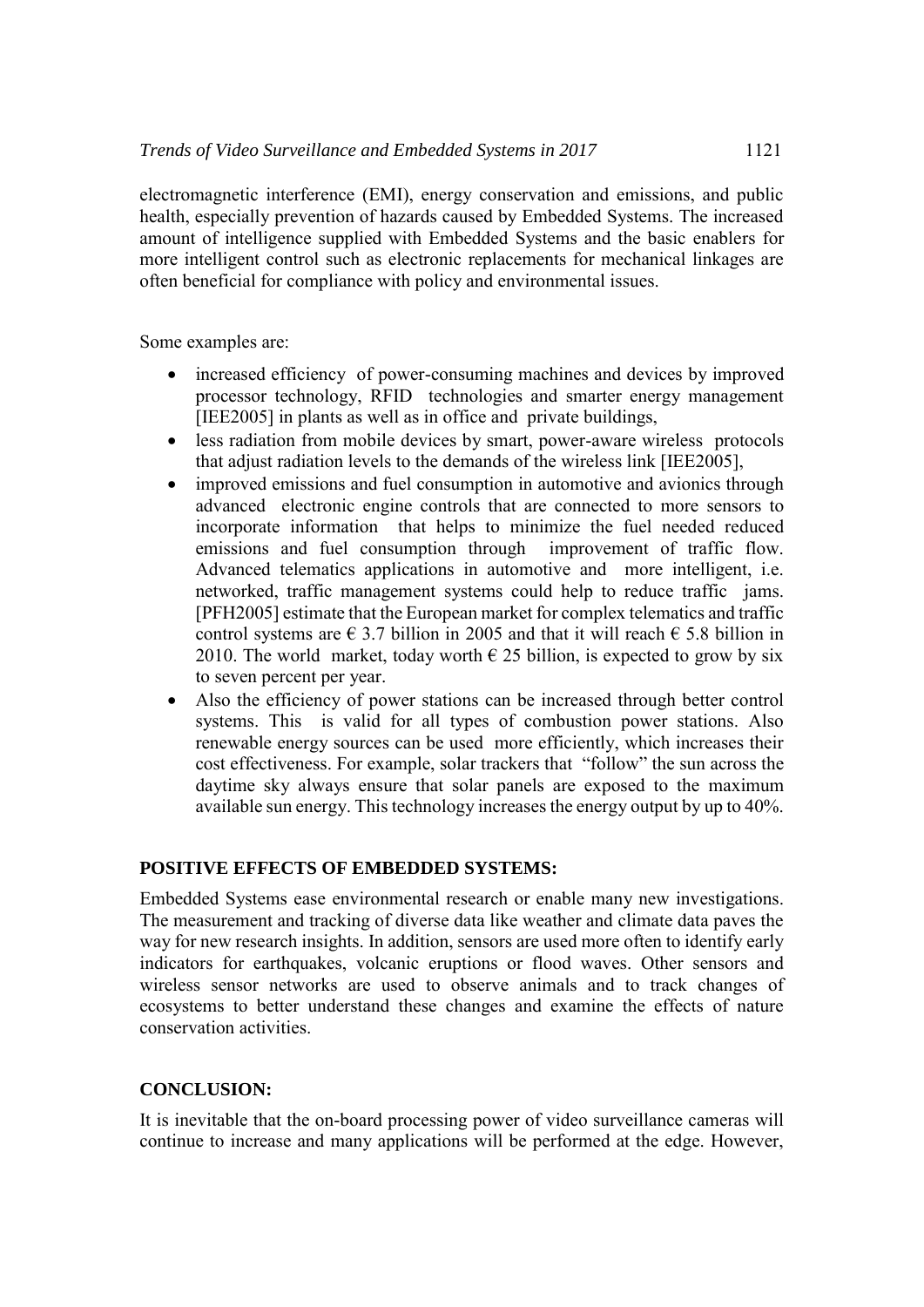electromagnetic interference (EMI), energy conservation and emissions, and public health, especially prevention of hazards caused by Embedded Systems. The increased amount of intelligence supplied with Embedded Systems and the basic enablers for more intelligent control such as electronic replacements for mechanical linkages are often beneficial for compliance with policy and environmental issues.

Some examples are:

- increased efficiency of power-consuming machines and devices by improved processor technology, RFID technologies and smarter energy management [IEE2005] in plants as well as in office and private buildings,
- less radiation from mobile devices by smart, power-aware wireless protocols that adjust radiation levels to the demands of the wireless link [IEE2005],
- improved emissions and fuel consumption in automotive and avionics through advanced electronic engine controls that are connected to more sensors to incorporate information that helps to minimize the fuel needed reduced emissions and fuel consumption through improvement of traffic flow. Advanced telematics applications in automotive and more intelligent, i.e. networked, traffic management systems could help to reduce traffic jams. [PFH2005] estimate that the European market for complex telematics and traffic control systems are € 3.7 billion in 2005 and that it will reach € 5.8 billion in 2010. The world market, today worth € 25 billion, is expected to grow by six to seven percent per year.
- Also the efficiency of power stations can be increased through better control systems. This is valid for all types of combustion power stations. Also renewable energy sources can be used more efficiently, which increases their cost effectiveness. For example, solar trackers that "follow" the sun across the daytime sky always ensure that solar panels are exposed to the maximum available sun energy. This technology increases the energy output by up to 40%.

## POSITIVE EFFECTS OF EMBEDDED SYSTEMS:

Embedded Systems ease environmental research or enable many new investigations. The measurement and tracking of diverse data like weather and climate data paves the way for new research insights. In addition, sensors are used more often to identify early indicators for earthquakes, volcanic eruptions or flood waves. Other sensors and wireless sensor networks are used to observe animals and to track changes of ecosystems to better understand these changes and examine the effects of nature conservation activities.

## CONCLUSION:

It is inevitable that the on-board processing power of video surveillance cameras will continue to increase and many applications will be performed at the edge. However,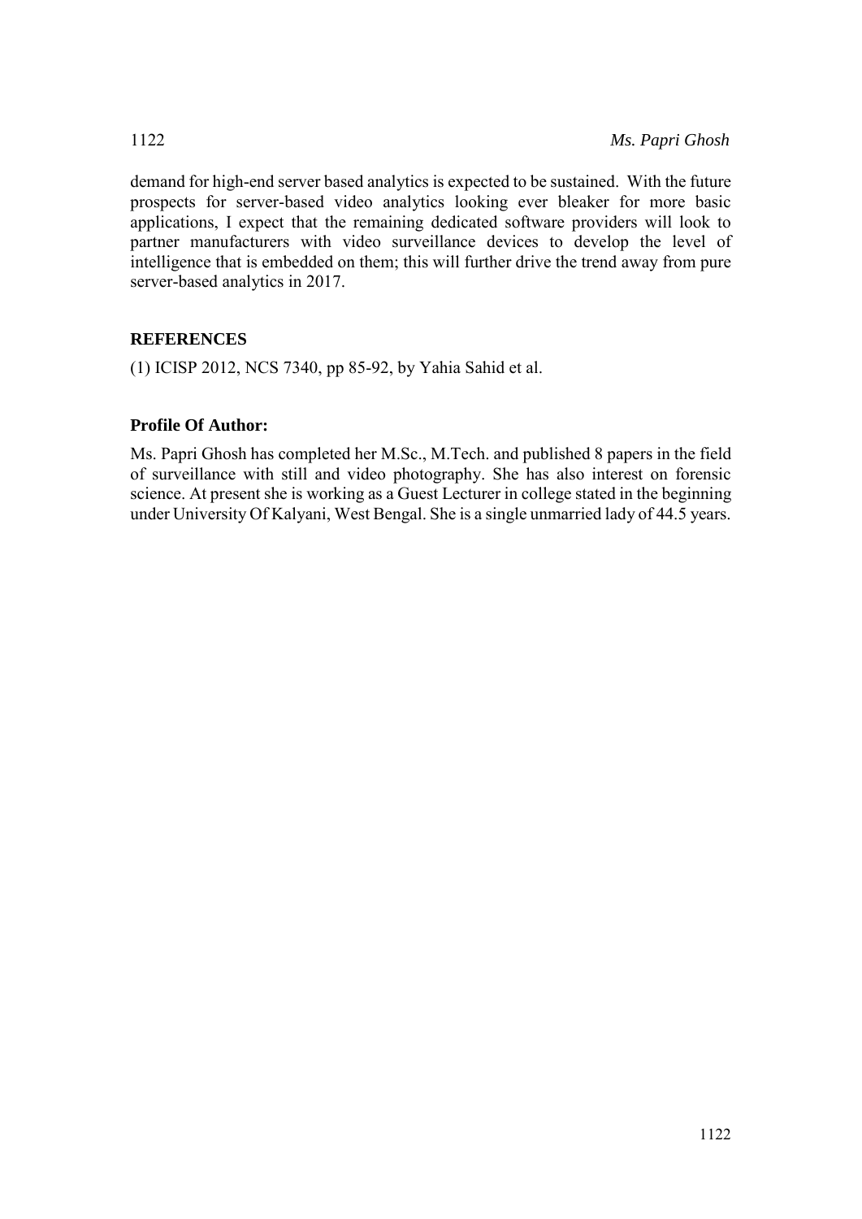demand for high-end server based analytics is expected to be sustained. With the future prospects for server-based video analytics looking ever bleaker for more basic applications, I expect that the remaining dedicated software providers will look to partner manufacturers with video surveillance devices to develop the level of intelligence that is embedded on them; this will further drive the trend away from pure server-based analytics in 2017.

## REFERENCES

(1) ICISP 2012, NCS 7340, pp 85-92, by Yahia Sahid et al.

## Profile Of Author:

Ms. Papri Ghosh has completed her M.Sc., M.Tech. and published 8 papers in the field of surveillance with still and video photography. She has also interest on forensic science. At present she is working as a Guest Lecturer in college stated in the beginning under University Of Kalyani, West Bengal. She is a single unmarried lady of 44.5 years.